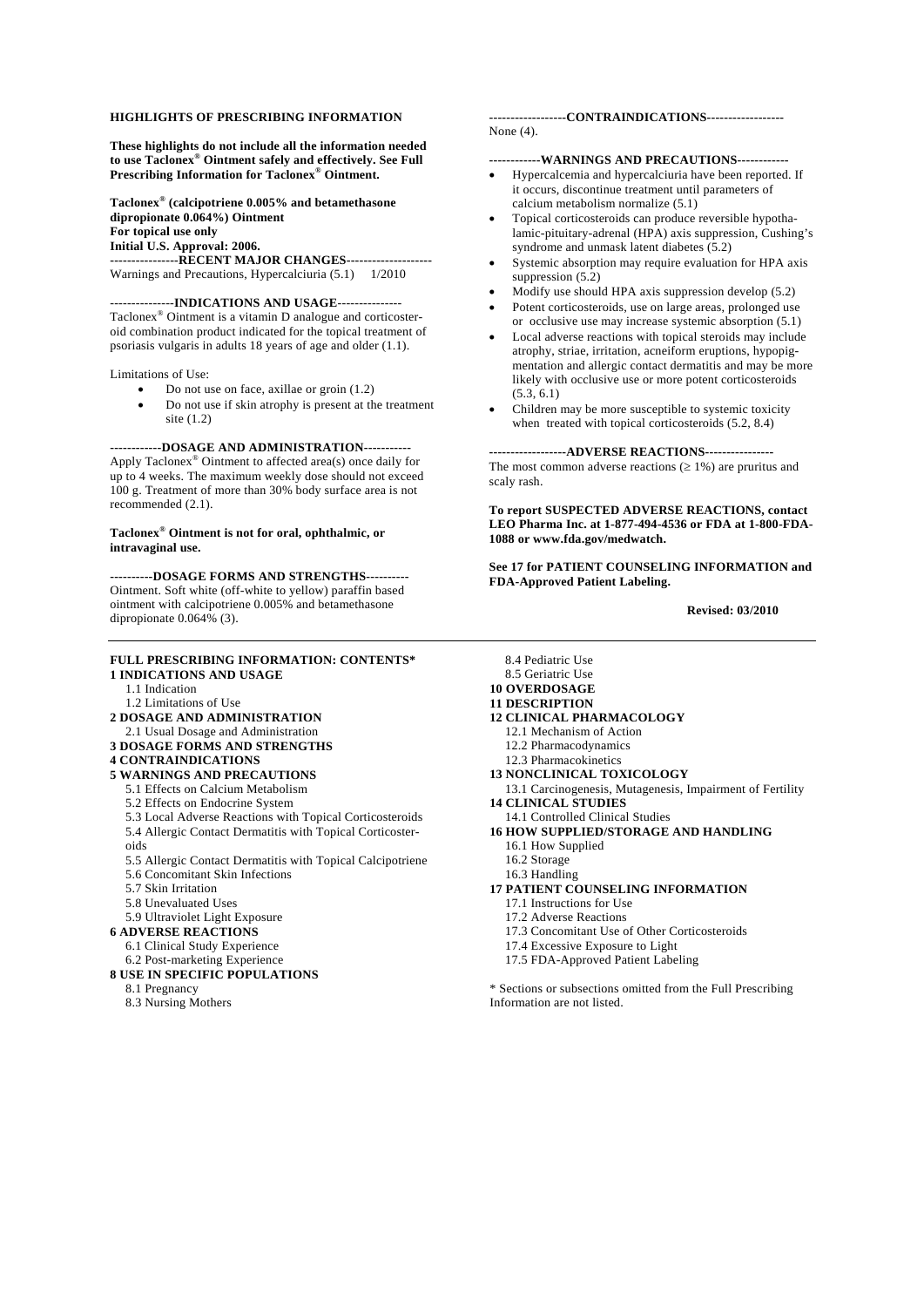**HIGHLIGHTS OF PRESCRIBING INFORMATION**

**These highlights do not include all the information needed to use Taclonex® Ointment safely and effectively. See Full Prescribing Information for Taclonex® Ointment.**

**Taclonex® (calcipotriene 0.005% and betamethasone dipropionate 0.064%) Ointment**
**For topical use only**
**Initial U.S. Approval: 2006.**

**----------------RECENT MAJOR CHANGES--------------------**

Warnings and Precautions, Hypercalciuria (5.1) 1/2010

**---------------INDICATIONS AND USAGE---------------**

Taclonex® Ointment is a vitamin D analogue and corticosteroid combination product indicated for the topical treatment of psoriasis vulgaris in adults 18 years of age and older (1.1).

Limitations of Use:

- Do not use on face, axillae or groin (1.2)
- Do not use if skin atrophy is present at the treatment site (1.2)

**------------DOSAGE AND ADMINISTRATION-----------**

Apply Taclonex® Ointment to affected area(s) once daily for up to 4 weeks. The maximum weekly dose should not exceed 100 g. Treatment of more than 30% body surface area is not recommended (2.1).

**Taclonex® Ointment is not for oral, ophthalmic, or intravaginal use.**

**----------DOSAGE FORMS AND STRENGTHS----------**

Ointment. Soft white (off-white to yellow) paraffin based ointment with calcipotriene 0.005% and betamethasone dipropionate 0.064% (3).

**------------------CONTRAINDICATIONS------------------**

None (4).

**------------WARNINGS AND PRECAUTIONS------------**

- Hypercalcemia and hypercalciuria have been reported. If it occurs, discontinue treatment until parameters of calcium metabolism normalize (5.1)
- Topical corticosteroids can produce reversible hypothalamic-pituitary-adrenal (HPA) axis suppression, Cushing's syndrome and unmask latent diabetes (5.2)
- Systemic absorption may require evaluation for HPA axis suppression (5.2)
- Modify use should HPA axis suppression develop (5.2)
- Potent corticosteroids, use on large areas, prolonged use or occlusive use may increase systemic absorption (5.1)
- Local adverse reactions with topical steroids may include atrophy, striae, irritation, acneiform eruptions, hypopigmentation and allergic contact dermatitis and may be more likely with occlusive use or more potent corticosteroids (5.3, 6.1)
- Children may be more susceptible to systemic toxicity when treated with topical corticosteroids (5.2, 8.4)

**------------------ADVERSE REACTIONS----------------**

The most common adverse reactions (≥ 1%) are pruritus and scaly rash.

**To report SUSPECTED ADVERSE REACTIONS, contact LEO Pharma Inc. at 1-877-494-4536 or FDA at 1-800-FDA-1088 or www.fda.gov/medwatch.**

**See 17 for PATIENT COUNSELING INFORMATION and FDA-Approved Patient Labeling.**

**Revised: 03/2010**

---

**FULL PRESCRIBING INFORMATION: CONTENTS***

**1 INDICATIONS AND USAGE**
- 1.1 Indication
- 1.2 Limitations of Use

**2 DOSAGE AND ADMINISTRATION**
- 2.1 Usual Dosage and Administration

**3 DOSAGE FORMS AND STRENGTHS**

**4 CONTRAINDICATIONS**

**5 WARNINGS AND PRECAUTIONS**
- 5.1 Effects on Calcium Metabolism
- 5.2 Effects on Endocrine System
- 5.3 Local Adverse Reactions with Topical Corticosteroids
- 5.4 Allergic Contact Dermatitis with Topical Corticosteroids
- 5.5 Allergic Contact Dermatitis with Topical Calcipotriene
- 5.6 Concomitant Skin Infections
- 5.7 Skin Irritation
- 5.8 Unevaluated Uses
- 5.9 Ultraviolet Light Exposure

**6 ADVERSE REACTIONS**
- 6.1 Clinical Study Experience
- 6.2 Post-marketing Experience

**8 USE IN SPECIFIC POPULATIONS**
- 8.1 Pregnancy
- 8.3 Nursing Mothers
- 8.4 Pediatric Use
- 8.5 Geriatric Use

**10 OVERDOSAGE**

**11 DESCRIPTION**

**12 CLINICAL PHARMACOLOGY**
- 12.1 Mechanism of Action
- 12.2 Pharmacodynamics
- 12.3 Pharmacokinetics

**13 NONCLINICAL TOXICOLOGY**
- 13.1 Carcinogenesis, Mutagenesis, Impairment of Fertility

**14 CLINICAL STUDIES**
- 14.1 Controlled Clinical Studies

**16 HOW SUPPLIED/STORAGE AND HANDLING**
- 16.1 How Supplied
- 16.2 Storage
- 16.3 Handling

**17 PATIENT COUNSELING INFORMATION**
- 17.1 Instructions for Use
- 17.2 Adverse Reactions
- 17.3 Concomitant Use of Other Corticosteroids
- 17.4 Excessive Exposure to Light
- 17.5 FDA-Approved Patient Labeling

* Sections or subsections omitted from the Full Prescribing Information are not listed.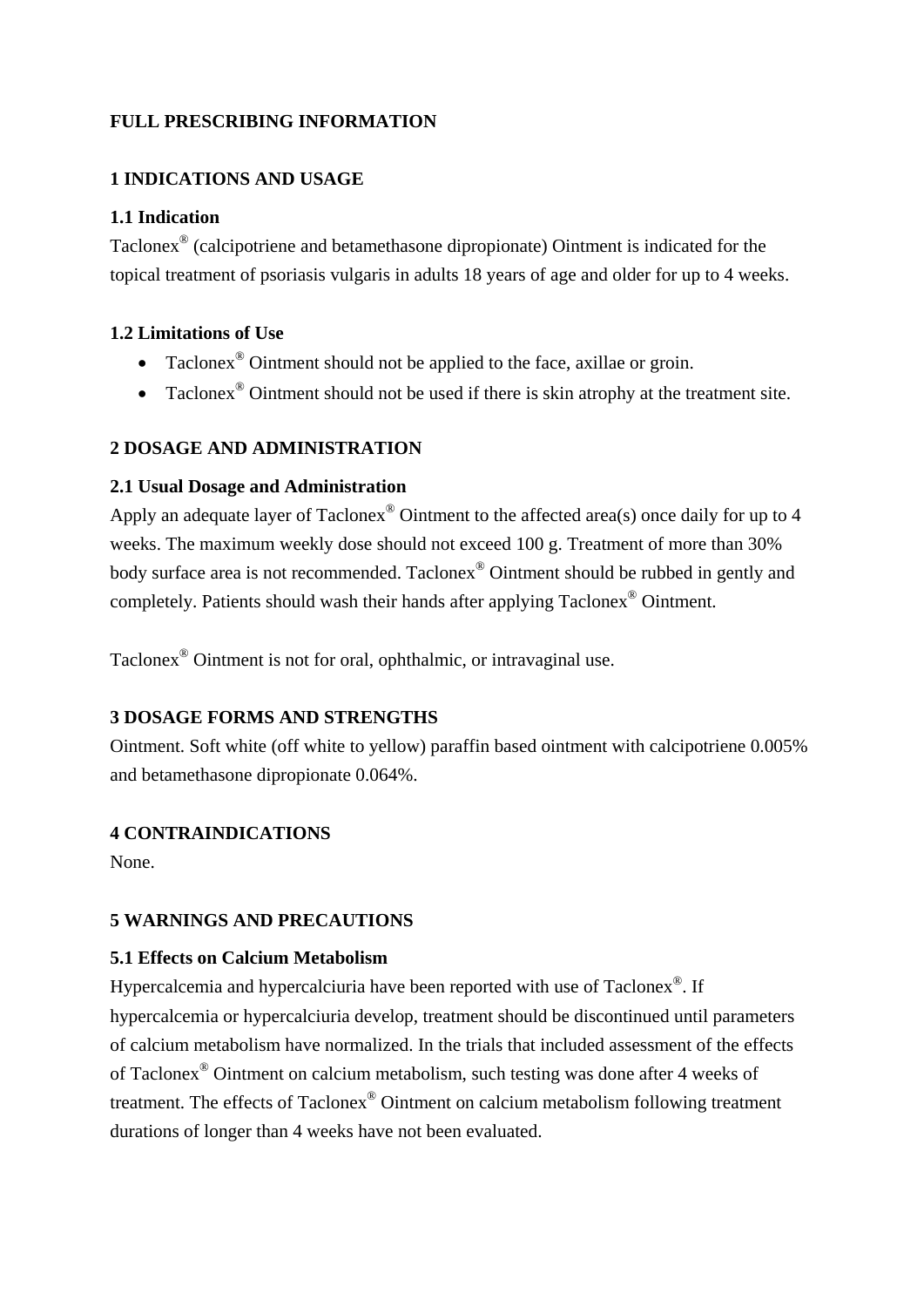# FULL PRESCRIBING INFORMATION

## 1 INDICATIONS AND USAGE

### 1.1 Indication

Taclonex® (calcipotriene and betamethasone dipropionate) Ointment is indicated for the topical treatment of psoriasis vulgaris in adults 18 years of age and older for up to 4 weeks.

### 1.2 Limitations of Use

- Taclonex® Ointment should not be applied to the face, axillae or groin.
- Taclonex® Ointment should not be used if there is skin atrophy at the treatment site.

## 2 DOSAGE AND ADMINISTRATION

### 2.1 Usual Dosage and Administration

Apply an adequate layer of Taclonex® Ointment to the affected area(s) once daily for up to 4 weeks. The maximum weekly dose should not exceed 100 g. Treatment of more than 30% body surface area is not recommended. Taclonex® Ointment should be rubbed in gently and completely. Patients should wash their hands after applying Taclonex® Ointment.

Taclonex® Ointment is not for oral, ophthalmic, or intravaginal use.

## 3 DOSAGE FORMS AND STRENGTHS

Ointment. Soft white (off white to yellow) paraffin based ointment with calcipotriene 0.005% and betamethasone dipropionate 0.064%.

## 4 CONTRAINDICATIONS

None.

## 5 WARNINGS AND PRECAUTIONS

### 5.1 Effects on Calcium Metabolism

Hypercalcemia and hypercalciuria have been reported with use of Taclonex®. If hypercalcemia or hypercalciuria develop, treatment should be discontinued until parameters of calcium metabolism have normalized. In the trials that included assessment of the effects of Taclonex® Ointment on calcium metabolism, such testing was done after 4 weeks of treatment. The effects of Taclonex® Ointment on calcium metabolism following treatment durations of longer than 4 weeks have not been evaluated.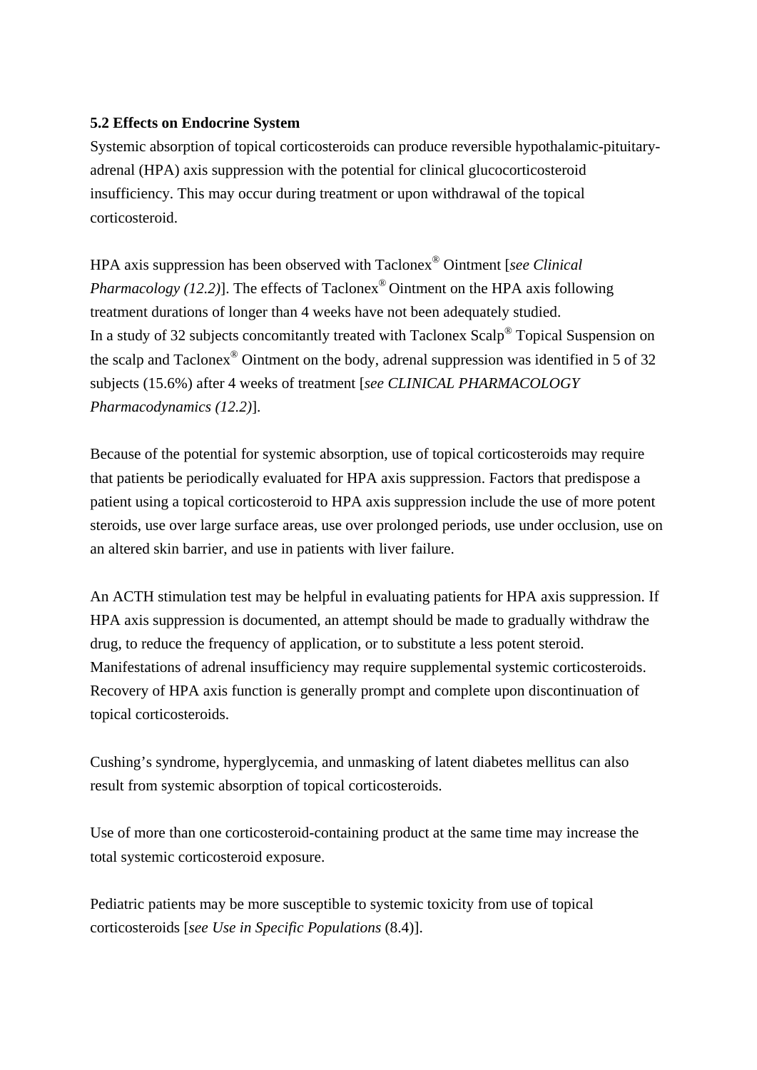**5.2 Effects on Endocrine System**

Systemic absorption of topical corticosteroids can produce reversible hypothalamic-pituitary-adrenal (HPA) axis suppression with the potential for clinical glucocorticosteroid insufficiency. This may occur during treatment or upon withdrawal of the topical corticosteroid.

HPA axis suppression has been observed with Taclonex® Ointment [*see Clinical Pharmacology (12.2)*]. The effects of Taclonex® Ointment on the HPA axis following treatment durations of longer than 4 weeks have not been adequately studied.
In a study of 32 subjects concomitantly treated with Taclonex Scalp® Topical Suspension on the scalp and Taclonex® Ointment on the body, adrenal suppression was identified in 5 of 32 subjects (15.6%) after 4 weeks of treatment [*see CLINICAL PHARMACOLOGY Pharmacodynamics (12.2)*].

Because of the potential for systemic absorption, use of topical corticosteroids may require that patients be periodically evaluated for HPA axis suppression. Factors that predispose a patient using a topical corticosteroid to HPA axis suppression include the use of more potent steroids, use over large surface areas, use over prolonged periods, use under occlusion, use on an altered skin barrier, and use in patients with liver failure.

An ACTH stimulation test may be helpful in evaluating patients for HPA axis suppression. If HPA axis suppression is documented, an attempt should be made to gradually withdraw the drug, to reduce the frequency of application, or to substitute a less potent steroid. Manifestations of adrenal insufficiency may require supplemental systemic corticosteroids. Recovery of HPA axis function is generally prompt and complete upon discontinuation of topical corticosteroids.

Cushing's syndrome, hyperglycemia, and unmasking of latent diabetes mellitus can also result from systemic absorption of topical corticosteroids.

Use of more than one corticosteroid-containing product at the same time may increase the total systemic corticosteroid exposure.

Pediatric patients may be more susceptible to systemic toxicity from use of topical corticosteroids [*see Use in Specific Populations* (8.4)].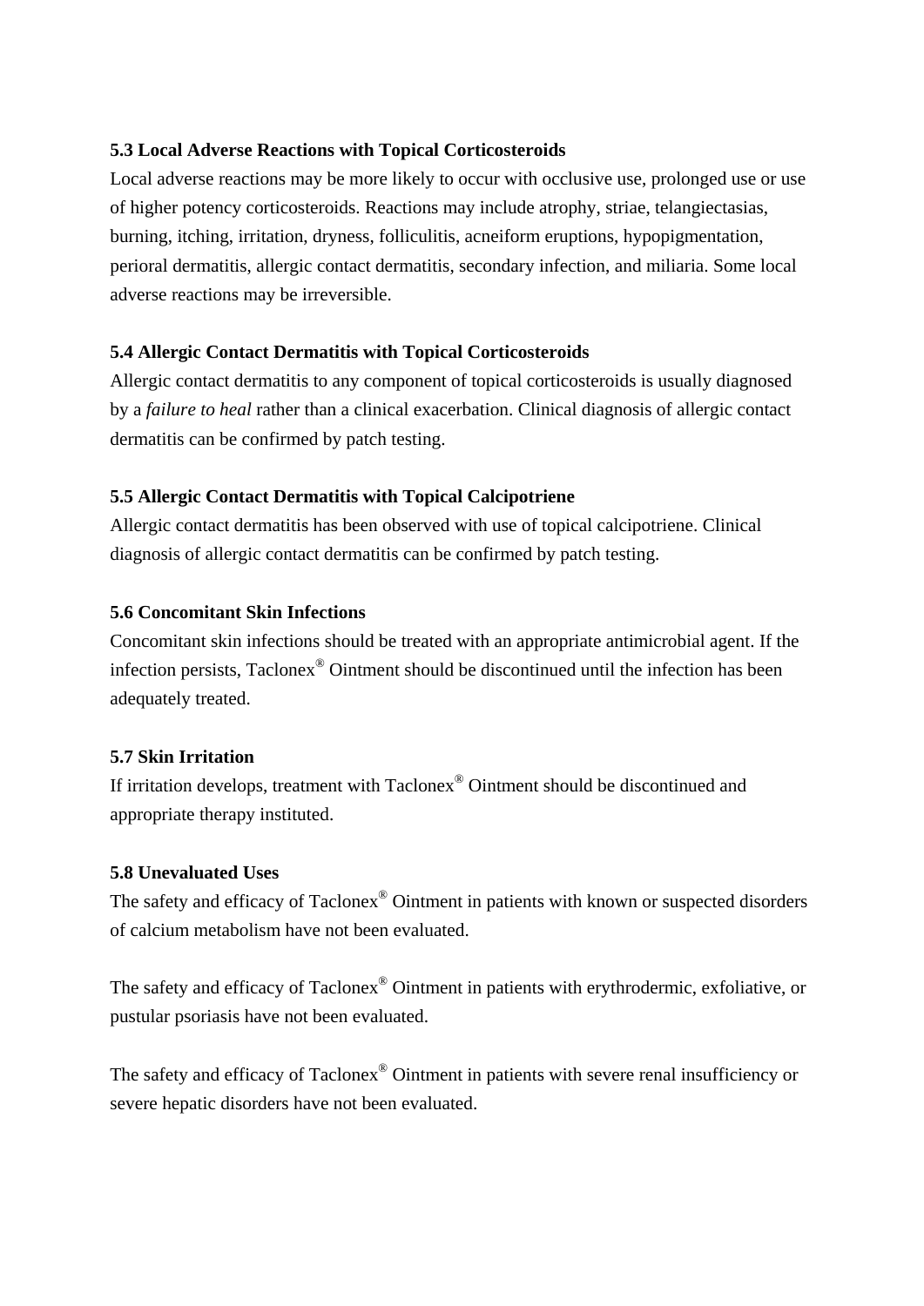### 5.3 Local Adverse Reactions with Topical Corticosteroids

Local adverse reactions may be more likely to occur with occlusive use, prolonged use or use of higher potency corticosteroids. Reactions may include atrophy, striae, telangiectasias, burning, itching, irritation, dryness, folliculitis, acneiform eruptions, hypopigmentation, perioral dermatitis, allergic contact dermatitis, secondary infection, and miliaria. Some local adverse reactions may be irreversible.

### 5.4 Allergic Contact Dermatitis with Topical Corticosteroids

Allergic contact dermatitis to any component of topical corticosteroids is usually diagnosed by a *failure to heal* rather than a clinical exacerbation. Clinical diagnosis of allergic contact dermatitis can be confirmed by patch testing.

### 5.5 Allergic Contact Dermatitis with Topical Calcipotriene

Allergic contact dermatitis has been observed with use of topical calcipotriene. Clinical diagnosis of allergic contact dermatitis can be confirmed by patch testing.

### 5.6 Concomitant Skin Infections

Concomitant skin infections should be treated with an appropriate antimicrobial agent. If the infection persists, Taclonex® Ointment should be discontinued until the infection has been adequately treated.

### 5.7 Skin Irritation

If irritation develops, treatment with Taclonex® Ointment should be discontinued and appropriate therapy instituted.

### 5.8 Unevaluated Uses

The safety and efficacy of Taclonex® Ointment in patients with known or suspected disorders of calcium metabolism have not been evaluated.

The safety and efficacy of Taclonex® Ointment in patients with erythrodermic, exfoliative, or pustular psoriasis have not been evaluated.

The safety and efficacy of Taclonex® Ointment in patients with severe renal insufficiency or severe hepatic disorders have not been evaluated.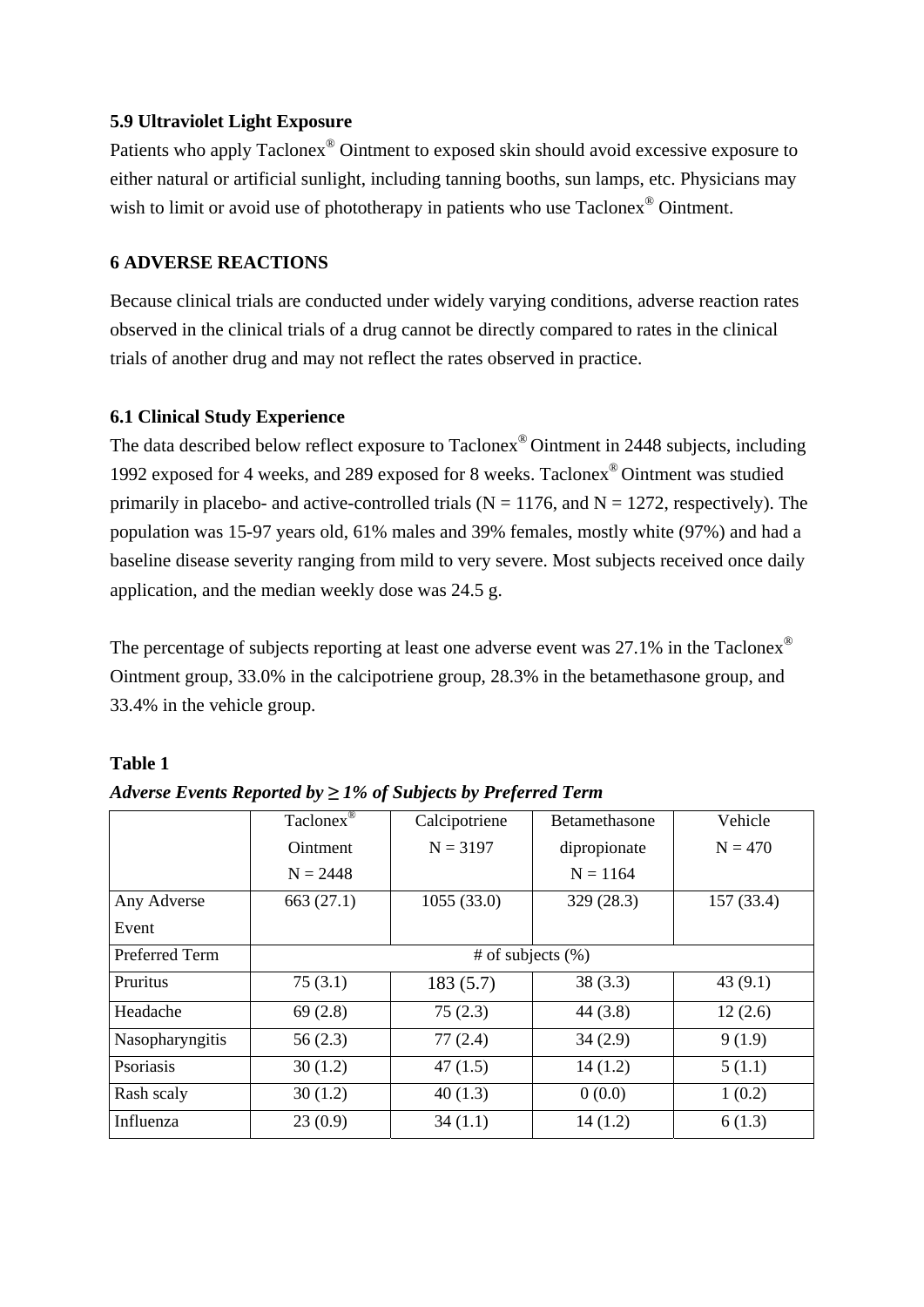### 5.9 Ultraviolet Light Exposure

Patients who apply Taclonex® Ointment to exposed skin should avoid excessive exposure to either natural or artificial sunlight, including tanning booths, sun lamps, etc. Physicians may wish to limit or avoid use of phototherapy in patients who use Taclonex® Ointment.

## 6 ADVERSE REACTIONS

Because clinical trials are conducted under widely varying conditions, adverse reaction rates observed in the clinical trials of a drug cannot be directly compared to rates in the clinical trials of another drug and may not reflect the rates observed in practice.

### 6.1 Clinical Study Experience

The data described below reflect exposure to Taclonex® Ointment in 2448 subjects, including 1992 exposed for 4 weeks, and 289 exposed for 8 weeks. Taclonex® Ointment was studied primarily in placebo- and active-controlled trials (N = 1176, and N = 1272, respectively). The population was 15-97 years old, 61% males and 39% females, mostly white (97%) and had a baseline disease severity ranging from mild to very severe. Most subjects received once daily application, and the median weekly dose was 24.5 g.

The percentage of subjects reporting at least one adverse event was 27.1% in the Taclonex® Ointment group, 33.0% in the calcipotriene group, 28.3% in the betamethasone group, and 33.4% in the vehicle group.

**Table 1**

***Adverse Events Reported by ≥ 1% of Subjects by Preferred Term***

| | Taclonex® Ointment N = 2448 | Calcipotriene N = 3197 | Betamethasone dipropionate N = 1164 | Vehicle N = 470 |
|---|---|---|---|---|
| Any Adverse Event | 663 (27.1) | 1055 (33.0) | 329 (28.3) | 157 (33.4) |
| Preferred Term | # of subjects (%) | | | |
| Pruritus | 75 (3.1) | 183 (5.7) | 38 (3.3) | 43 (9.1) |
| Headache | 69 (2.8) | 75 (2.3) | 44 (3.8) | 12 (2.6) |
| Nasopharyngitis | 56 (2.3) | 77 (2.4) | 34 (2.9) | 9 (1.9) |
| Psoriasis | 30 (1.2) | 47 (1.5) | 14 (1.2) | 5 (1.1) |
| Rash scaly | 30 (1.2) | 40 (1.3) | 0 (0.0) | 1 (0.2) |
| Influenza | 23 (0.9) | 34 (1.1) | 14 (1.2) | 6 (1.3) |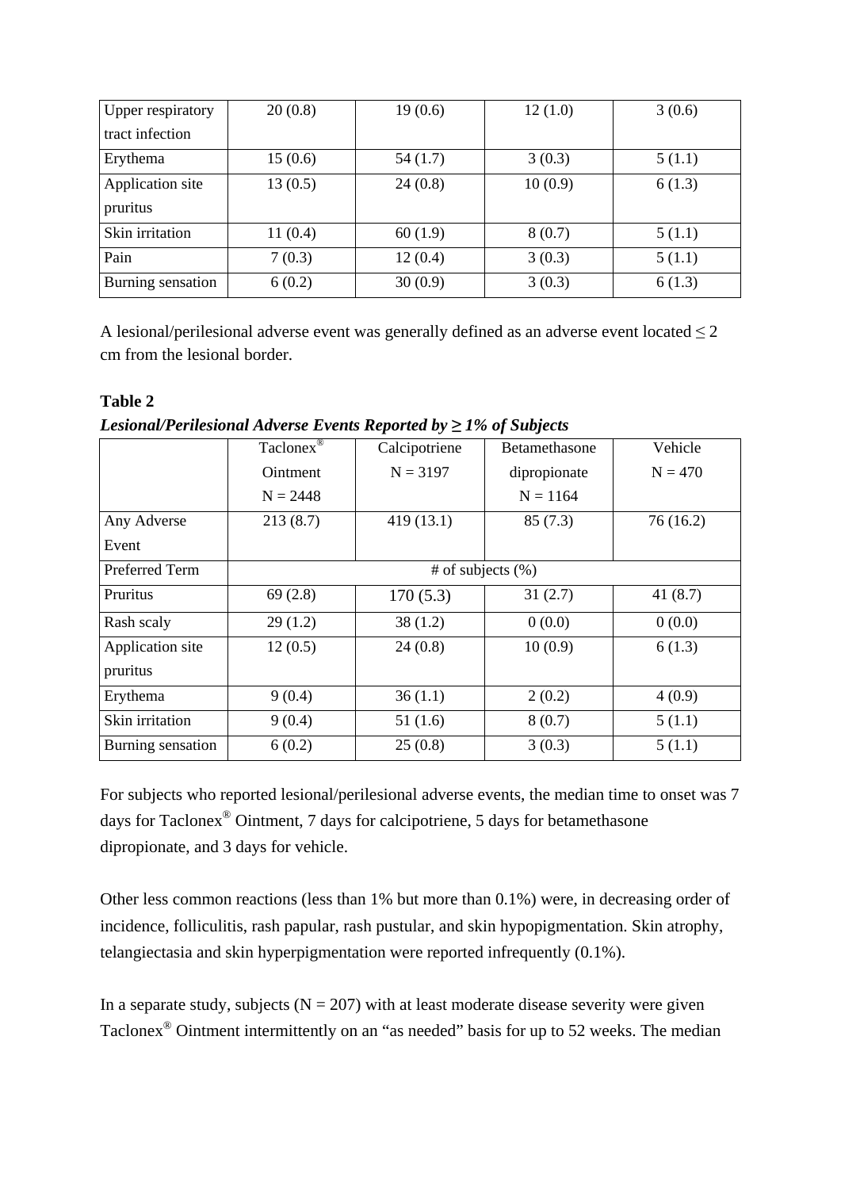| | | | | |
|---|---|---|---|---|
| Upper respiratory tract infection | 20 (0.8) | 19 (0.6) | 12 (1.0) | 3 (0.6) |
| Erythema | 15 (0.6) | 54 (1.7) | 3 (0.3) | 5 (1.1) |
| Application site pruritus | 13 (0.5) | 24 (0.8) | 10 (0.9) | 6 (1.3) |
| Skin irritation | 11 (0.4) | 60 (1.9) | 8 (0.7) | 5 (1.1) |
| Pain | 7 (0.3) | 12 (0.4) | 3 (0.3) | 5 (1.1) |
| Burning sensation | 6 (0.2) | 30 (0.9) | 3 (0.3) | 6 (1.3) |

A lesional/perilesional adverse event was generally defined as an adverse event located ≤ 2 cm from the lesional border.

**Table 2**
***Lesional/Perilesional Adverse Events Reported by ≥ 1% of Subjects***

| | Taclonex® Ointment N = 2448 | Calcipotriene N = 3197 | Betamethasone dipropionate N = 1164 | Vehicle N = 470 |
|---|---|---|---|---|
| Any Adverse Event | 213 (8.7) | 419 (13.1) | 85 (7.3) | 76 (16.2) |
| Preferred Term | # of subjects (%) | | | |
| Pruritus | 69 (2.8) | 170 (5.3) | 31 (2.7) | 41 (8.7) |
| Rash scaly | 29 (1.2) | 38 (1.2) | 0 (0.0) | 0 (0.0) |
| Application site pruritus | 12 (0.5) | 24 (0.8) | 10 (0.9) | 6 (1.3) |
| Erythema | 9 (0.4) | 36 (1.1) | 2 (0.2) | 4 (0.9) |
| Skin irritation | 9 (0.4) | 51 (1.6) | 8 (0.7) | 5 (1.1) |
| Burning sensation | 6 (0.2) | 25 (0.8) | 3 (0.3) | 5 (1.1) |

For subjects who reported lesional/perilesional adverse events, the median time to onset was 7 days for Taclonex® Ointment, 7 days for calcipotriene, 5 days for betamethasone dipropionate, and 3 days for vehicle.

Other less common reactions (less than 1% but more than 0.1%) were, in decreasing order of incidence, folliculitis, rash papular, rash pustular, and skin hypopigmentation. Skin atrophy, telangiectasia and skin hyperpigmentation were reported infrequently (0.1%).

In a separate study, subjects (N = 207) with at least moderate disease severity were given Taclonex® Ointment intermittently on an "as needed" basis for up to 52 weeks. The median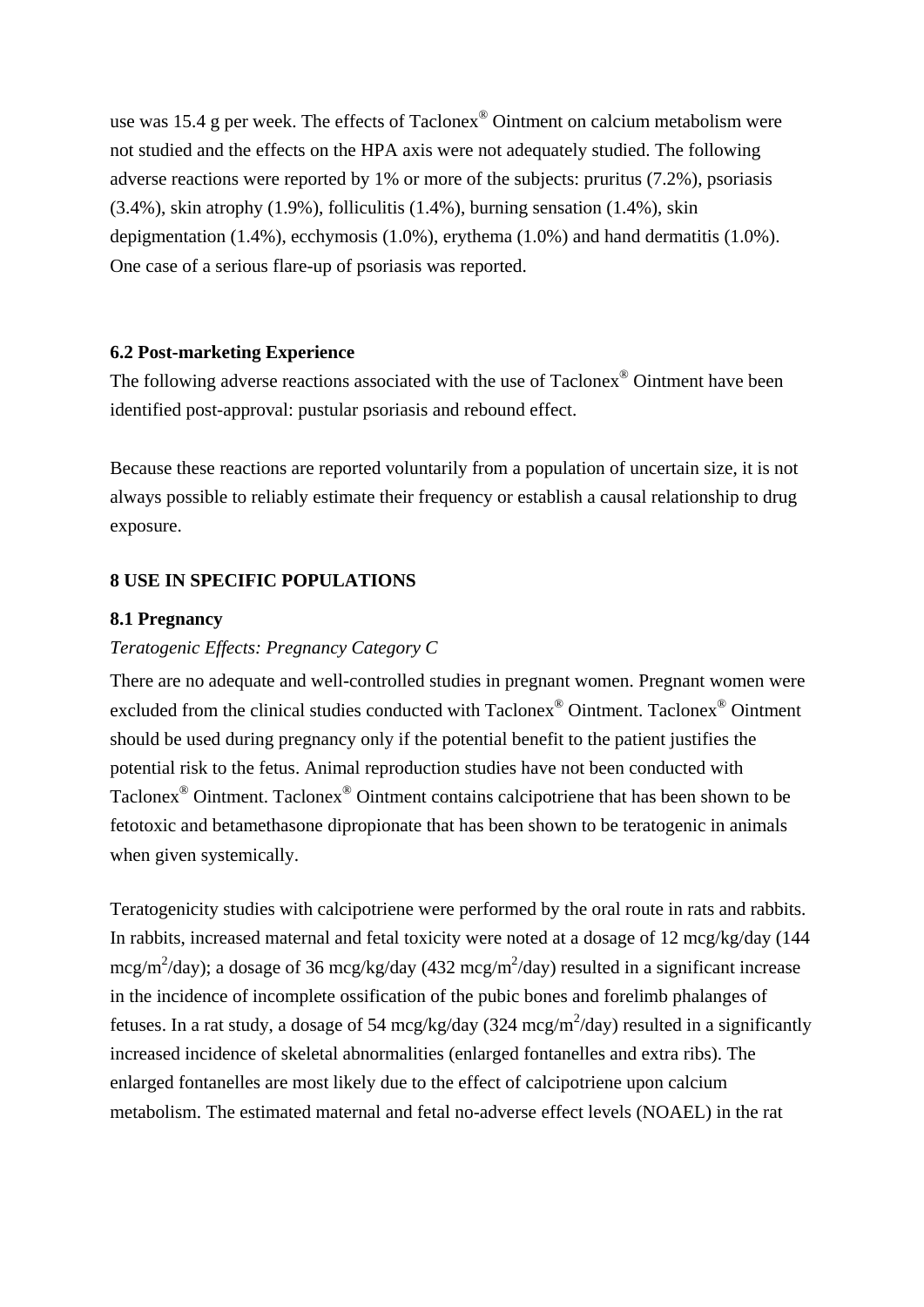use was 15.4 g per week. The effects of Taclonex® Ointment on calcium metabolism were not studied and the effects on the HPA axis were not adequately studied. The following adverse reactions were reported by 1% or more of the subjects: pruritus (7.2%), psoriasis (3.4%), skin atrophy (1.9%), folliculitis (1.4%), burning sensation (1.4%), skin depigmentation (1.4%), ecchymosis (1.0%), erythema (1.0%) and hand dermatitis (1.0%). One case of a serious flare-up of psoriasis was reported.

### 6.2 Post-marketing Experience

The following adverse reactions associated with the use of Taclonex® Ointment have been identified post-approval: pustular psoriasis and rebound effect.

Because these reactions are reported voluntarily from a population of uncertain size, it is not always possible to reliably estimate their frequency or establish a causal relationship to drug exposure.

## 8 USE IN SPECIFIC POPULATIONS

### 8.1 Pregnancy

*Teratogenic Effects: Pregnancy Category C*

There are no adequate and well-controlled studies in pregnant women. Pregnant women were excluded from the clinical studies conducted with Taclonex® Ointment. Taclonex® Ointment should be used during pregnancy only if the potential benefit to the patient justifies the potential risk to the fetus. Animal reproduction studies have not been conducted with Taclonex® Ointment. Taclonex® Ointment contains calcipotriene that has been shown to be fetotoxic and betamethasone dipropionate that has been shown to be teratogenic in animals when given systemically.

Teratogenicity studies with calcipotriene were performed by the oral route in rats and rabbits. In rabbits, increased maternal and fetal toxicity were noted at a dosage of 12 mcg/kg/day (144 mcg/m$^2$/day); a dosage of 36 mcg/kg/day (432 mcg/m$^2$/day) resulted in a significant increase in the incidence of incomplete ossification of the pubic bones and forelimb phalanges of fetuses. In a rat study, a dosage of 54 mcg/kg/day (324 mcg/m$^2$/day) resulted in a significantly increased incidence of skeletal abnormalities (enlarged fontanelles and extra ribs). The enlarged fontanelles are most likely due to the effect of calcipotriene upon calcium metabolism. The estimated maternal and fetal no-adverse effect levels (NOAEL) in the rat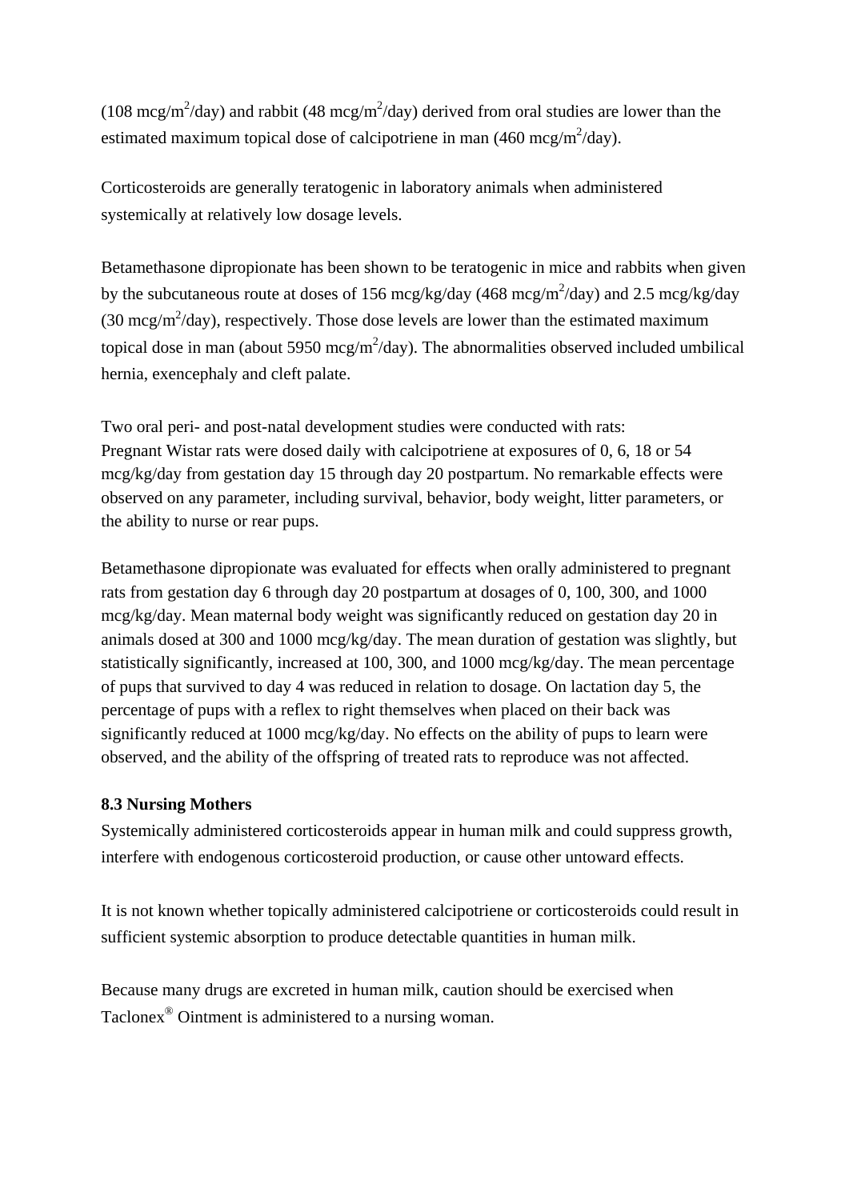(108 mcg/$m^2$/day) and rabbit (48 mcg/$m^2$/day) derived from oral studies are lower than the estimated maximum topical dose of calcipotriene in man (460 mcg/$m^2$/day).

Corticosteroids are generally teratogenic in laboratory animals when administered systemically at relatively low dosage levels.

Betamethasone dipropionate has been shown to be teratogenic in mice and rabbits when given by the subcutaneous route at doses of 156 mcg/kg/day (468 mcg/$m^2$/day) and 2.5 mcg/kg/day (30 mcg/$m^2$/day), respectively. Those dose levels are lower than the estimated maximum topical dose in man (about 5950 mcg/$m^2$/day). The abnormalities observed included umbilical hernia, exencephaly and cleft palate.

Two oral peri- and post-natal development studies were conducted with rats:
Pregnant Wistar rats were dosed daily with calcipotriene at exposures of 0, 6, 18 or 54 mcg/kg/day from gestation day 15 through day 20 postpartum. No remarkable effects were observed on any parameter, including survival, behavior, body weight, litter parameters, or the ability to nurse or rear pups.

Betamethasone dipropionate was evaluated for effects when orally administered to pregnant rats from gestation day 6 through day 20 postpartum at dosages of 0, 100, 300, and 1000 mcg/kg/day. Mean maternal body weight was significantly reduced on gestation day 20 in animals dosed at 300 and 1000 mcg/kg/day. The mean duration of gestation was slightly, but statistically significantly, increased at 100, 300, and 1000 mcg/kg/day. The mean percentage of pups that survived to day 4 was reduced in relation to dosage. On lactation day 5, the percentage of pups with a reflex to right themselves when placed on their back was significantly reduced at 1000 mcg/kg/day. No effects on the ability of pups to learn were observed, and the ability of the offspring of treated rats to reproduce was not affected.

### 8.3 Nursing Mothers

Systemically administered corticosteroids appear in human milk and could suppress growth, interfere with endogenous corticosteroid production, or cause other untoward effects.

It is not known whether topically administered calcipotriene or corticosteroids could result in sufficient systemic absorption to produce detectable quantities in human milk.

Because many drugs are excreted in human milk, caution should be exercised when Taclonex® Ointment is administered to a nursing woman.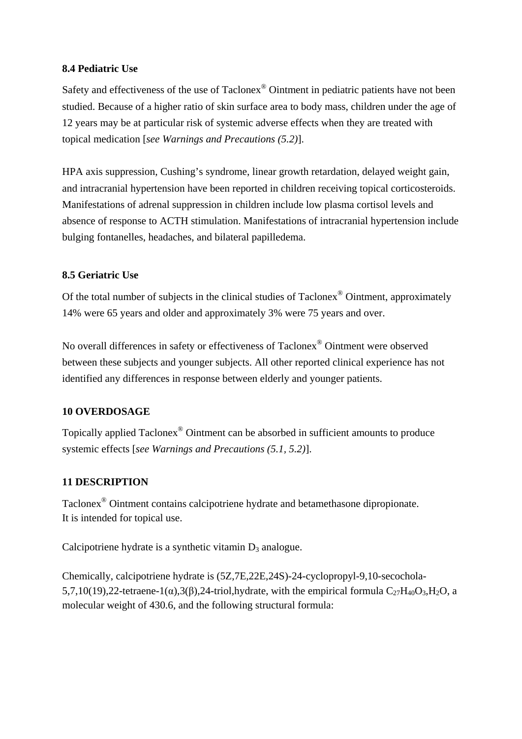### 8.4 Pediatric Use

Safety and effectiveness of the use of Taclonex® Ointment in pediatric patients have not been studied. Because of a higher ratio of skin surface area to body mass, children under the age of 12 years may be at particular risk of systemic adverse effects when they are treated with topical medication [*see Warnings and Precautions (5.2)*].

HPA axis suppression, Cushing's syndrome, linear growth retardation, delayed weight gain, and intracranial hypertension have been reported in children receiving topical corticosteroids. Manifestations of adrenal suppression in children include low plasma cortisol levels and absence of response to ACTH stimulation. Manifestations of intracranial hypertension include bulging fontanelles, headaches, and bilateral papilledema.

### 8.5 Geriatric Use

Of the total number of subjects in the clinical studies of Taclonex® Ointment, approximately 14% were 65 years and older and approximately 3% were 75 years and over.

No overall differences in safety or effectiveness of Taclonex® Ointment were observed between these subjects and younger subjects. All other reported clinical experience has not identified any differences in response between elderly and younger patients.

## 10 OVERDOSAGE

Topically applied Taclonex® Ointment can be absorbed in sufficient amounts to produce systemic effects [*see Warnings and Precautions (5.1, 5.2)*].

## 11 DESCRIPTION

Taclonex® Ointment contains calcipotriene hydrate and betamethasone dipropionate.
It is intended for topical use.

Calcipotriene hydrate is a synthetic vitamin $D_3$ analogue.

Chemically, calcipotriene hydrate is (5Z,7E,22E,24S)-24-cyclopropyl-9,10-secochola-5,7,10(19),22-tetraene-1(α),3(β),24-triol,hydrate, with the empirical formula $C_{27}H_{40}O_3$,$H_2O$, a molecular weight of 430.6, and the following structural formula: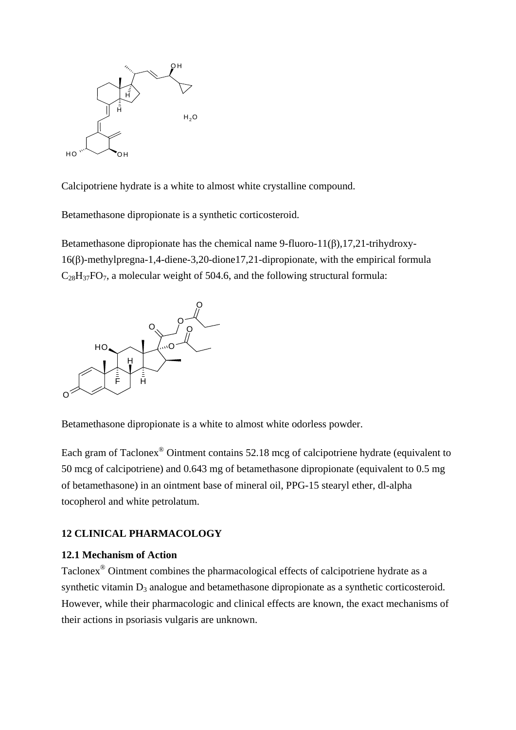Calcipotriene hydrate is a white to almost white crystalline compound.

Betamethasone dipropionate is a synthetic corticosteroid.

Betamethasone dipropionate has the chemical name 9-fluoro-11(β),17,21-trihydroxy-16(β)-methylpregna-1,4-diene-3,20-dione17,21-dipropionate, with the empirical formula $C_{28}H_{37}FO_7$, a molecular weight of 504.6, and the following structural formula:

Betamethasone dipropionate is a white to almost white odorless powder.

Each gram of Taclonex® Ointment contains 52.18 mcg of calcipotriene hydrate (equivalent to 50 mcg of calcipotriene) and 0.643 mg of betamethasone dipropionate (equivalent to 0.5 mg of betamethasone) in an ointment base of mineral oil, PPG-15 stearyl ether, dl-alpha tocopherol and white petrolatum.

## 12 CLINICAL PHARMACOLOGY

### 12.1 Mechanism of Action

Taclonex® Ointment combines the pharmacological effects of calcipotriene hydrate as a synthetic vitamin $D_3$ analogue and betamethasone dipropionate as a synthetic corticosteroid. However, while their pharmacologic and clinical effects are known, the exact mechanisms of their actions in psoriasis vulgaris are unknown.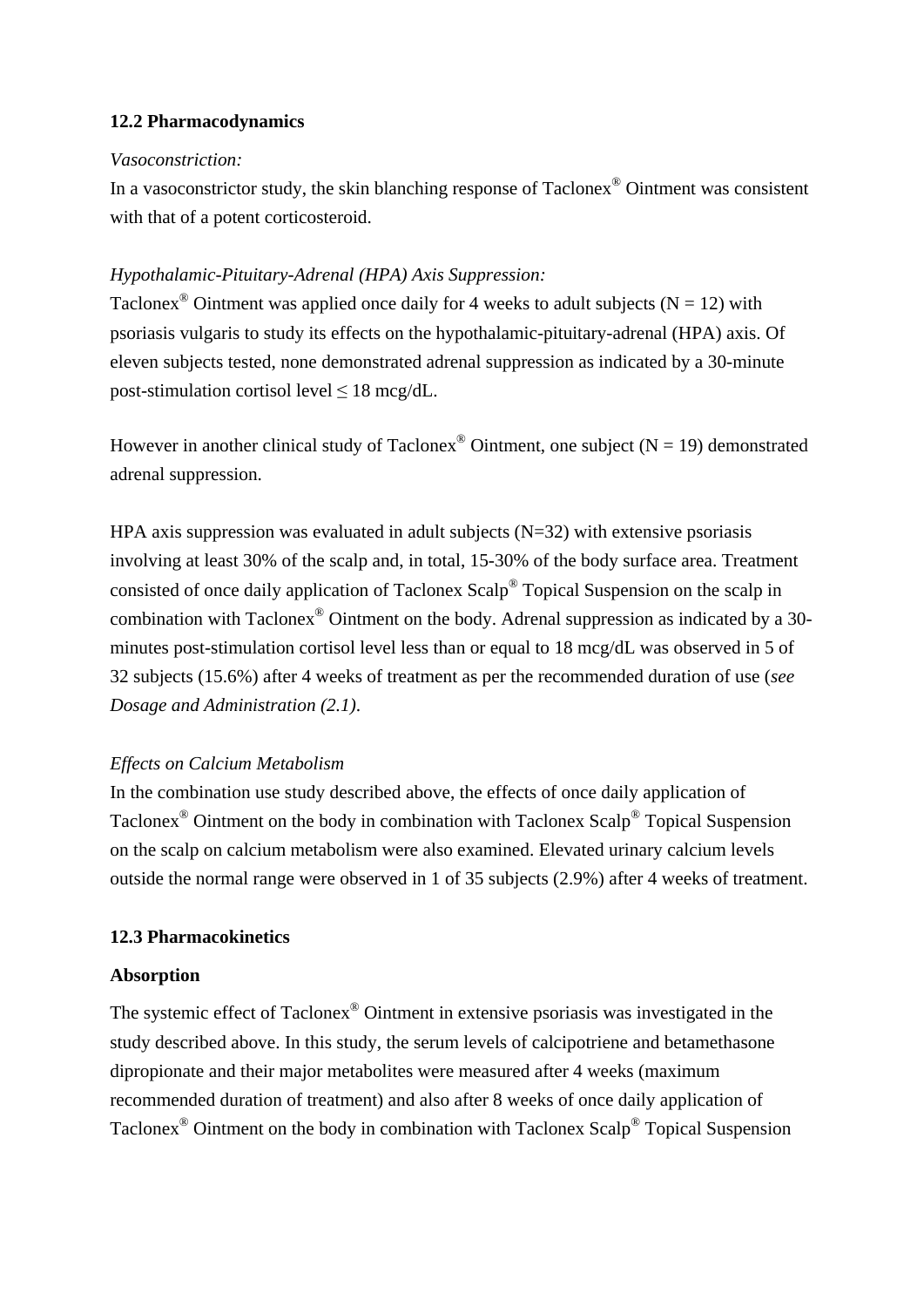**12.2 Pharmacodynamics**

*Vasoconstriction:*
In a vasoconstrictor study, the skin blanching response of Taclonex® Ointment was consistent with that of a potent corticosteroid.

*Hypothalamic-Pituitary-Adrenal (HPA) Axis Suppression:*
Taclonex® Ointment was applied once daily for 4 weeks to adult subjects (N = 12) with psoriasis vulgaris to study its effects on the hypothalamic-pituitary-adrenal (HPA) axis. Of eleven subjects tested, none demonstrated adrenal suppression as indicated by a 30-minute post-stimulation cortisol level ≤ 18 mcg/dL.

However in another clinical study of Taclonex® Ointment, one subject (N = 19) demonstrated adrenal suppression.

HPA axis suppression was evaluated in adult subjects (N=32) with extensive psoriasis involving at least 30% of the scalp and, in total, 15-30% of the body surface area. Treatment consisted of once daily application of Taclonex Scalp® Topical Suspension on the scalp in combination with Taclonex® Ointment on the body. Adrenal suppression as indicated by a 30-minutes post-stimulation cortisol level less than or equal to 18 mcg/dL was observed in 5 of 32 subjects (15.6%) after 4 weeks of treatment as per the recommended duration of use (*see Dosage and Administration (2.1)*.

*Effects on Calcium Metabolism*
In the combination use study described above, the effects of once daily application of Taclonex® Ointment on the body in combination with Taclonex Scalp® Topical Suspension on the scalp on calcium metabolism were also examined. Elevated urinary calcium levels outside the normal range were observed in 1 of 35 subjects (2.9%) after 4 weeks of treatment.

**12.3 Pharmacokinetics**

**Absorption**

The systemic effect of Taclonex® Ointment in extensive psoriasis was investigated in the study described above. In this study, the serum levels of calcipotriene and betamethasone dipropionate and their major metabolites were measured after 4 weeks (maximum recommended duration of treatment) and also after 8 weeks of once daily application of Taclonex® Ointment on the body in combination with Taclonex Scalp® Topical Suspension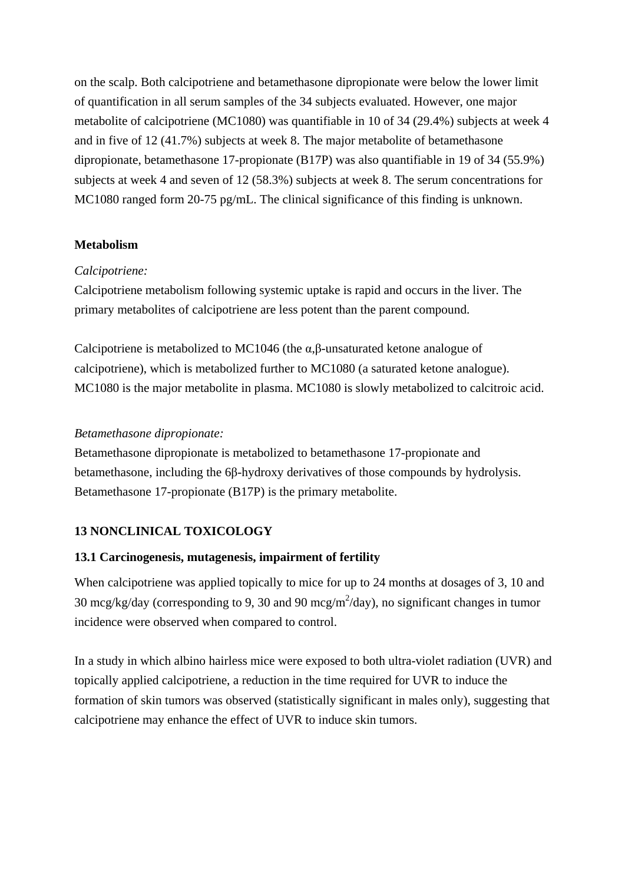on the scalp. Both calcipotriene and betamethasone dipropionate were below the lower limit of quantification in all serum samples of the 34 subjects evaluated. However, one major metabolite of calcipotriene (MC1080) was quantifiable in 10 of 34 (29.4%) subjects at week 4 and in five of 12 (41.7%) subjects at week 8. The major metabolite of betamethasone dipropionate, betamethasone 17-propionate (B17P) was also quantifiable in 19 of 34 (55.9%) subjects at week 4 and seven of 12 (58.3%) subjects at week 8. The serum concentrations for MC1080 ranged form 20-75 pg/mL. The clinical significance of this finding is unknown.

**Metabolism**

*Calcipotriene:*

Calcipotriene metabolism following systemic uptake is rapid and occurs in the liver. The primary metabolites of calcipotriene are less potent than the parent compound.

Calcipotriene is metabolized to MC1046 (the α,β-unsaturated ketone analogue of calcipotriene), which is metabolized further to MC1080 (a saturated ketone analogue). MC1080 is the major metabolite in plasma. MC1080 is slowly metabolized to calcitroic acid.

*Betamethasone dipropionate:*

Betamethasone dipropionate is metabolized to betamethasone 17-propionate and betamethasone, including the 6β-hydroxy derivatives of those compounds by hydrolysis. Betamethasone 17-propionate (B17P) is the primary metabolite.

## 13 NONCLINICAL TOXICOLOGY

### 13.1 Carcinogenesis, mutagenesis, impairment of fertility

When calcipotriene was applied topically to mice for up to 24 months at dosages of 3, 10 and 30 mcg/kg/day (corresponding to 9, 30 and 90 mcg/m$^2$/day), no significant changes in tumor incidence were observed when compared to control.

In a study in which albino hairless mice were exposed to both ultra-violet radiation (UVR) and topically applied calcipotriene, a reduction in the time required for UVR to induce the formation of skin tumors was observed (statistically significant in males only), suggesting that calcipotriene may enhance the effect of UVR to induce skin tumors.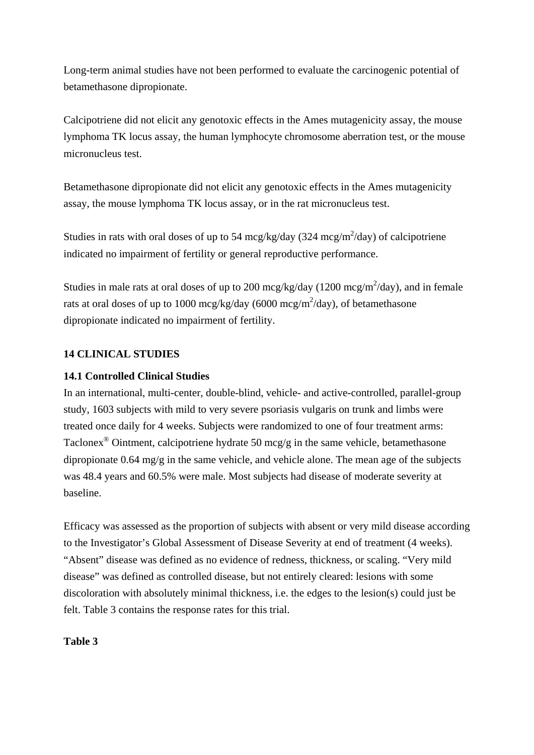Long-term animal studies have not been performed to evaluate the carcinogenic potential of betamethasone dipropionate.

Calcipotriene did not elicit any genotoxic effects in the Ames mutagenicity assay, the mouse lymphoma TK locus assay, the human lymphocyte chromosome aberration test, or the mouse micronucleus test.

Betamethasone dipropionate did not elicit any genotoxic effects in the Ames mutagenicity assay, the mouse lymphoma TK locus assay, or in the rat micronucleus test.

Studies in rats with oral doses of up to 54 mcg/kg/day (324 mcg/$m^2$/day) of calcipotriene indicated no impairment of fertility or general reproductive performance.

Studies in male rats at oral doses of up to 200 mcg/kg/day (1200 mcg/$m^2$/day), and in female rats at oral doses of up to 1000 mcg/kg/day (6000 mcg/$m^2$/day), of betamethasone dipropionate indicated no impairment of fertility.

## 14 CLINICAL STUDIES

### 14.1 Controlled Clinical Studies

In an international, multi-center, double-blind, vehicle- and active-controlled, parallel-group study, 1603 subjects with mild to very severe psoriasis vulgaris on trunk and limbs were treated once daily for 4 weeks. Subjects were randomized to one of four treatment arms: Taclonex® Ointment, calcipotriene hydrate 50 mcg/g in the same vehicle, betamethasone dipropionate 0.64 mg/g in the same vehicle, and vehicle alone. The mean age of the subjects was 48.4 years and 60.5% were male. Most subjects had disease of moderate severity at baseline.

Efficacy was assessed as the proportion of subjects with absent or very mild disease according to the Investigator's Global Assessment of Disease Severity at end of treatment (4 weeks). "Absent" disease was defined as no evidence of redness, thickness, or scaling. "Very mild disease" was defined as controlled disease, but not entirely cleared: lesions with some discoloration with absolutely minimal thickness, i.e. the edges to the lesion(s) could just be felt. Table 3 contains the response rates for this trial.

**Table 3**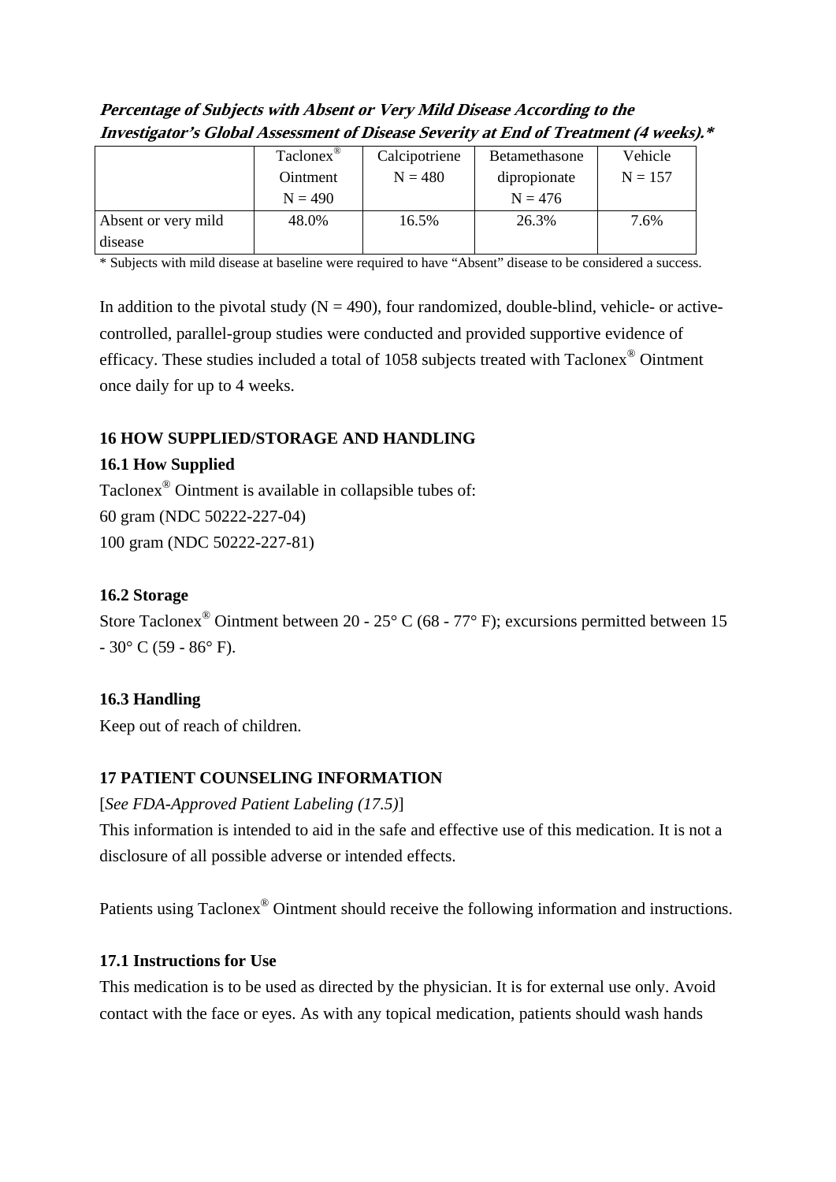***Percentage of Subjects with Absent or Very Mild Disease According to the Investigator's Global Assessment of Disease Severity at End of Treatment (4 weeks).****

| | Taclonex® Ointment N = 490 | Calcipotriene N = 480 | Betamethasone dipropionate N = 476 | Vehicle N = 157 |
|---|---|---|---|---|
| Absent or very mild disease | 48.0% | 16.5% | 26.3% | 7.6% |

* Subjects with mild disease at baseline were required to have "Absent" disease to be considered a success.

In addition to the pivotal study (N = 490), four randomized, double-blind, vehicle- or active-controlled, parallel-group studies were conducted and provided supportive evidence of efficacy. These studies included a total of 1058 subjects treated with Taclonex® Ointment once daily for up to 4 weeks.

## 16 HOW SUPPLIED/STORAGE AND HANDLING

### 16.1 How Supplied

Taclonex® Ointment is available in collapsible tubes of:
60 gram (NDC 50222-227-04)
100 gram (NDC 50222-227-81)

### 16.2 Storage

Store Taclonex® Ointment between 20 - 25° C (68 - 77° F); excursions permitted between 15 - 30° C (59 - 86° F).

### 16.3 Handling

Keep out of reach of children.

## 17 PATIENT COUNSELING INFORMATION

[*See FDA-Approved Patient Labeling (17.5)*]
This information is intended to aid in the safe and effective use of this medication. It is not a disclosure of all possible adverse or intended effects.

Patients using Taclonex® Ointment should receive the following information and instructions.

### 17.1 Instructions for Use

This medication is to be used as directed by the physician. It is for external use only. Avoid contact with the face or eyes. As with any topical medication, patients should wash hands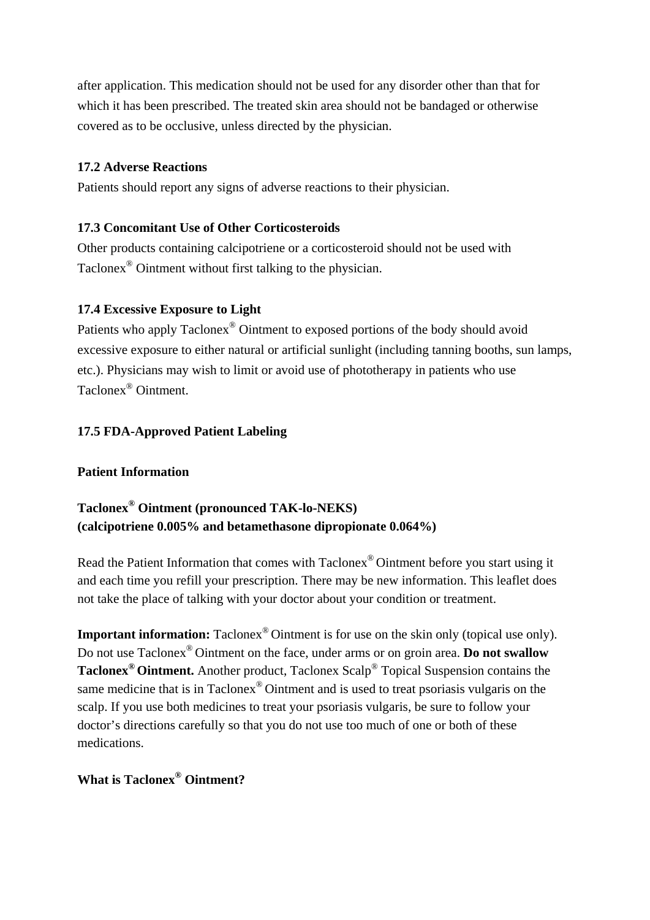after application. This medication should not be used for any disorder other than that for which it has been prescribed. The treated skin area should not be bandaged or otherwise covered as to be occlusive, unless directed by the physician.

### 17.2 Adverse Reactions

Patients should report any signs of adverse reactions to their physician.

### 17.3 Concomitant Use of Other Corticosteroids

Other products containing calcipotriene or a corticosteroid should not be used with Taclonex® Ointment without first talking to the physician.

### 17.4 Excessive Exposure to Light

Patients who apply Taclonex® Ointment to exposed portions of the body should avoid excessive exposure to either natural or artificial sunlight (including tanning booths, sun lamps, etc.). Physicians may wish to limit or avoid use of phototherapy in patients who use Taclonex® Ointment.

### 17.5 FDA-Approved Patient Labeling

**Patient Information**

**Taclonex® Ointment (pronounced TAK-lo-NEKS)**
**(calcipotriene 0.005% and betamethasone dipropionate 0.064%)**

Read the Patient Information that comes with Taclonex® Ointment before you start using it and each time you refill your prescription. There may be new information. This leaflet does not take the place of talking with your doctor about your condition or treatment.

**Important information:** Taclonex® Ointment is for use on the skin only (topical use only). Do not use Taclonex® Ointment on the face, under arms or on groin area. **Do not swallow Taclonex® Ointment.** Another product, Taclonex Scalp® Topical Suspension contains the same medicine that is in Taclonex® Ointment and is used to treat psoriasis vulgaris on the scalp. If you use both medicines to treat your psoriasis vulgaris, be sure to follow your doctor's directions carefully so that you do not use too much of one or both of these medications.

**What is Taclonex® Ointment?**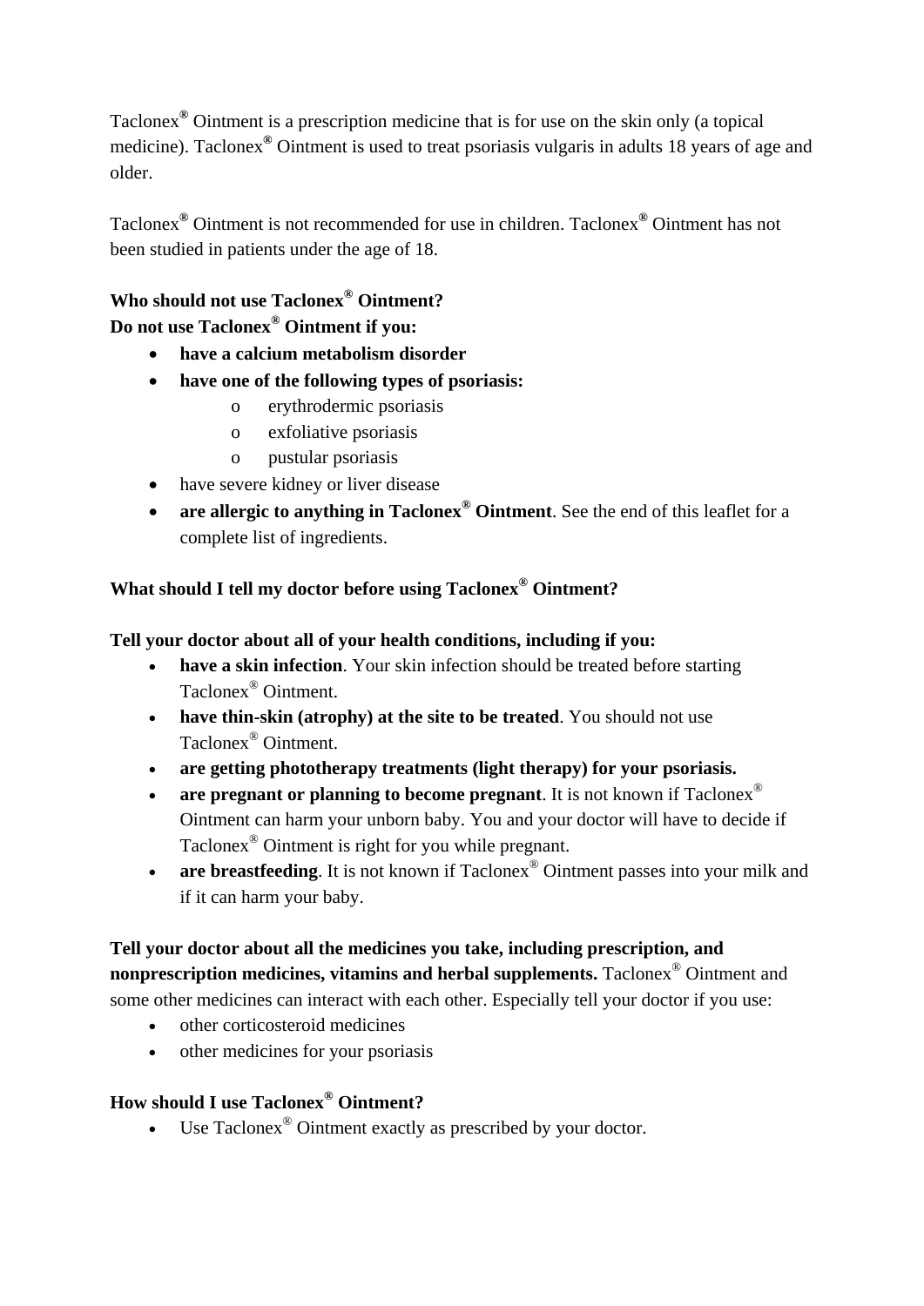Taclonex® Ointment is a prescription medicine that is for use on the skin only (a topical medicine). Taclonex® Ointment is used to treat psoriasis vulgaris in adults 18 years of age and older.

Taclonex® Ointment is not recommended for use in children. Taclonex® Ointment has not been studied in patients under the age of 18.

**Who should not use Taclonex® Ointment?**
**Do not use Taclonex® Ointment if you:**

- **have a calcium metabolism disorder**
- **have one of the following types of psoriasis:**
  - erythrodermic psoriasis
  - exfoliative psoriasis
  - pustular psoriasis
- have severe kidney or liver disease
- **are allergic to anything in Taclonex® Ointment**. See the end of this leaflet for a complete list of ingredients.

**What should I tell my doctor before using Taclonex® Ointment?**

**Tell your doctor about all of your health conditions, including if you:**

- **have a skin infection**. Your skin infection should be treated before starting Taclonex® Ointment.
- **have thin-skin (atrophy) at the site to be treated**. You should not use Taclonex® Ointment.
- **are getting phototherapy treatments (light therapy) for your psoriasis.**
- **are pregnant or planning to become pregnant**. It is not known if Taclonex® Ointment can harm your unborn baby. You and your doctor will have to decide if Taclonex® Ointment is right for you while pregnant.
- **are breastfeeding**. It is not known if Taclonex® Ointment passes into your milk and if it can harm your baby.

**Tell your doctor about all the medicines you take, including prescription, and nonprescription medicines, vitamins and herbal supplements.** Taclonex® Ointment and some other medicines can interact with each other. Especially tell your doctor if you use:

- other corticosteroid medicines
- other medicines for your psoriasis

**How should I use Taclonex® Ointment?**

- Use Taclonex® Ointment exactly as prescribed by your doctor.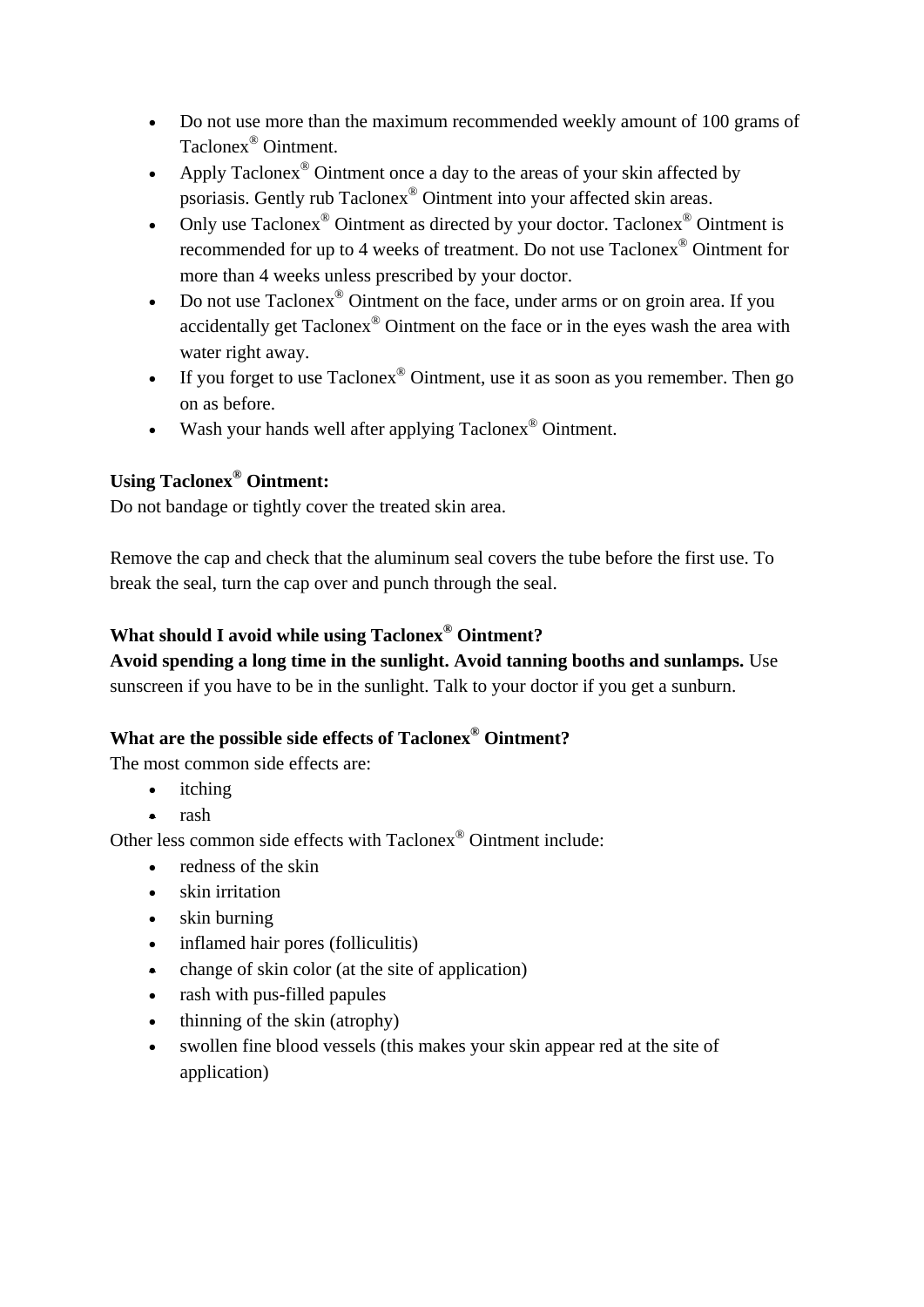- Do not use more than the maximum recommended weekly amount of 100 grams of Taclonex® Ointment.
- Apply Taclonex® Ointment once a day to the areas of your skin affected by psoriasis. Gently rub Taclonex® Ointment into your affected skin areas.
- Only use Taclonex® Ointment as directed by your doctor. Taclonex® Ointment is recommended for up to 4 weeks of treatment. Do not use Taclonex® Ointment for more than 4 weeks unless prescribed by your doctor.
- Do not use Taclonex® Ointment on the face, under arms or on groin area. If you accidentally get Taclonex® Ointment on the face or in the eyes wash the area with water right away.
- If you forget to use Taclonex® Ointment, use it as soon as you remember. Then go on as before.
- Wash your hands well after applying Taclonex® Ointment.

**Using Taclonex® Ointment:**
Do not bandage or tightly cover the treated skin area.

Remove the cap and check that the aluminum seal covers the tube before the first use. To break the seal, turn the cap over and punch through the seal.

**What should I avoid while using Taclonex® Ointment?**
**Avoid spending a long time in the sunlight. Avoid tanning booths and sunlamps.** Use sunscreen if you have to be in the sunlight. Talk to your doctor if you get a sunburn.

**What are the possible side effects of Taclonex® Ointment?**
The most common side effects are:

- itching
- rash

Other less common side effects with Taclonex® Ointment include:

- redness of the skin
- skin irritation
- skin burning
- inflamed hair pores (folliculitis)
- change of skin color (at the site of application)
- rash with pus-filled papules
- thinning of the skin (atrophy)
- swollen fine blood vessels (this makes your skin appear red at the site of application)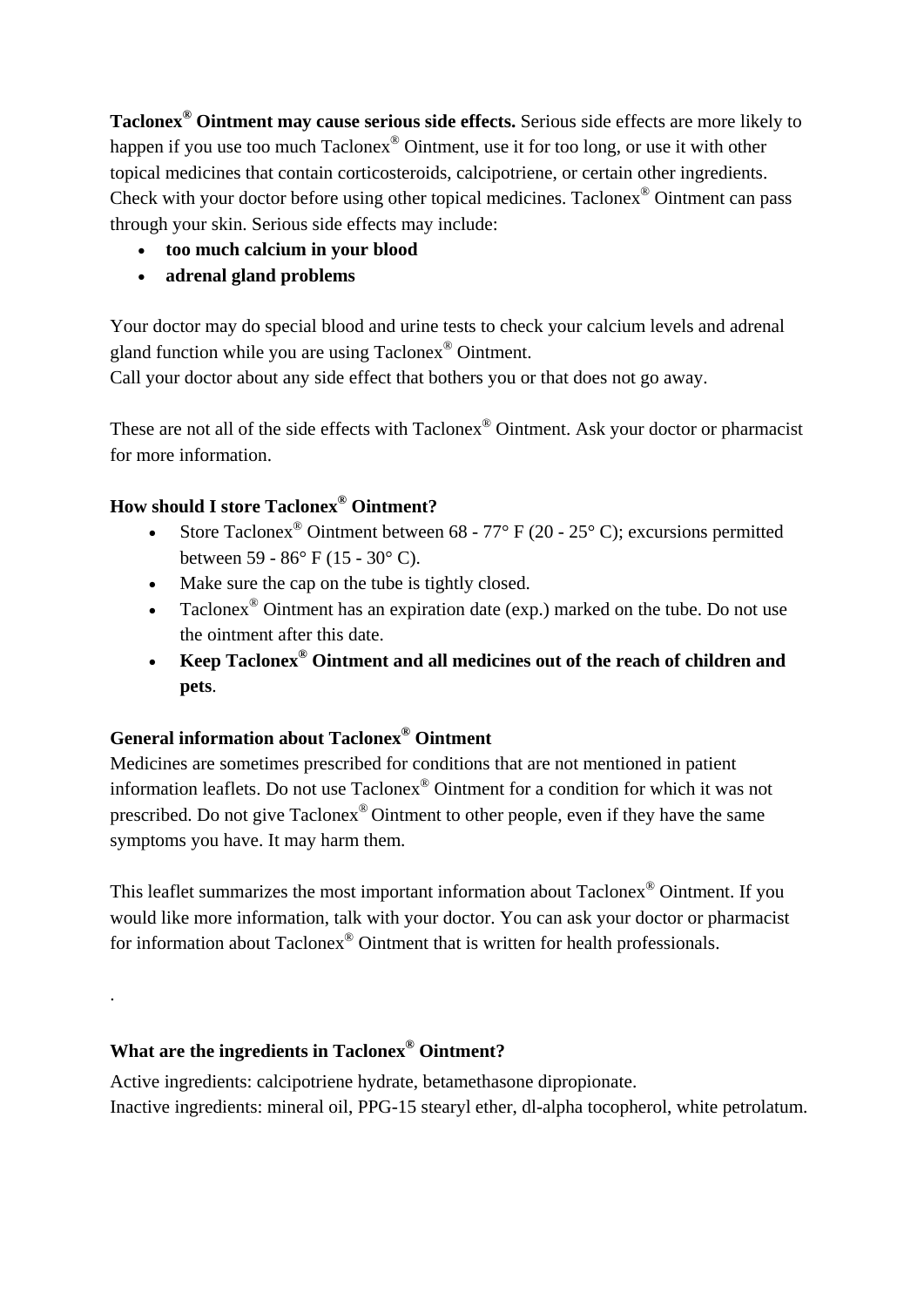**Taclonex® Ointment may cause serious side effects.** Serious side effects are more likely to happen if you use too much Taclonex® Ointment, use it for too long, or use it with other topical medicines that contain corticosteroids, calcipotriene, or certain other ingredients. Check with your doctor before using other topical medicines. Taclonex® Ointment can pass through your skin. Serious side effects may include:

- **too much calcium in your blood**
- **adrenal gland problems**

Your doctor may do special blood and urine tests to check your calcium levels and adrenal gland function while you are using Taclonex® Ointment.
Call your doctor about any side effect that bothers you or that does not go away.

These are not all of the side effects with Taclonex® Ointment. Ask your doctor or pharmacist for more information.

**How should I store Taclonex® Ointment?**

- Store Taclonex® Ointment between 68 - 77° F (20 - 25° C); excursions permitted between 59 - 86° F (15 - 30° C).
- Make sure the cap on the tube is tightly closed.
- Taclonex® Ointment has an expiration date (exp.) marked on the tube. Do not use the ointment after this date.
- **Keep Taclonex® Ointment and all medicines out of the reach of children and pets**.

**General information about Taclonex® Ointment**

Medicines are sometimes prescribed for conditions that are not mentioned in patient information leaflets. Do not use Taclonex® Ointment for a condition for which it was not prescribed. Do not give Taclonex® Ointment to other people, even if they have the same symptoms you have. It may harm them.

This leaflet summarizes the most important information about Taclonex® Ointment. If you would like more information, talk with your doctor. You can ask your doctor or pharmacist for information about Taclonex® Ointment that is written for health professionals.

.

**What are the ingredients in Taclonex® Ointment?**

Active ingredients: calcipotriene hydrate, betamethasone dipropionate.
Inactive ingredients: mineral oil, PPG-15 stearyl ether, dl-alpha tocopherol, white petrolatum.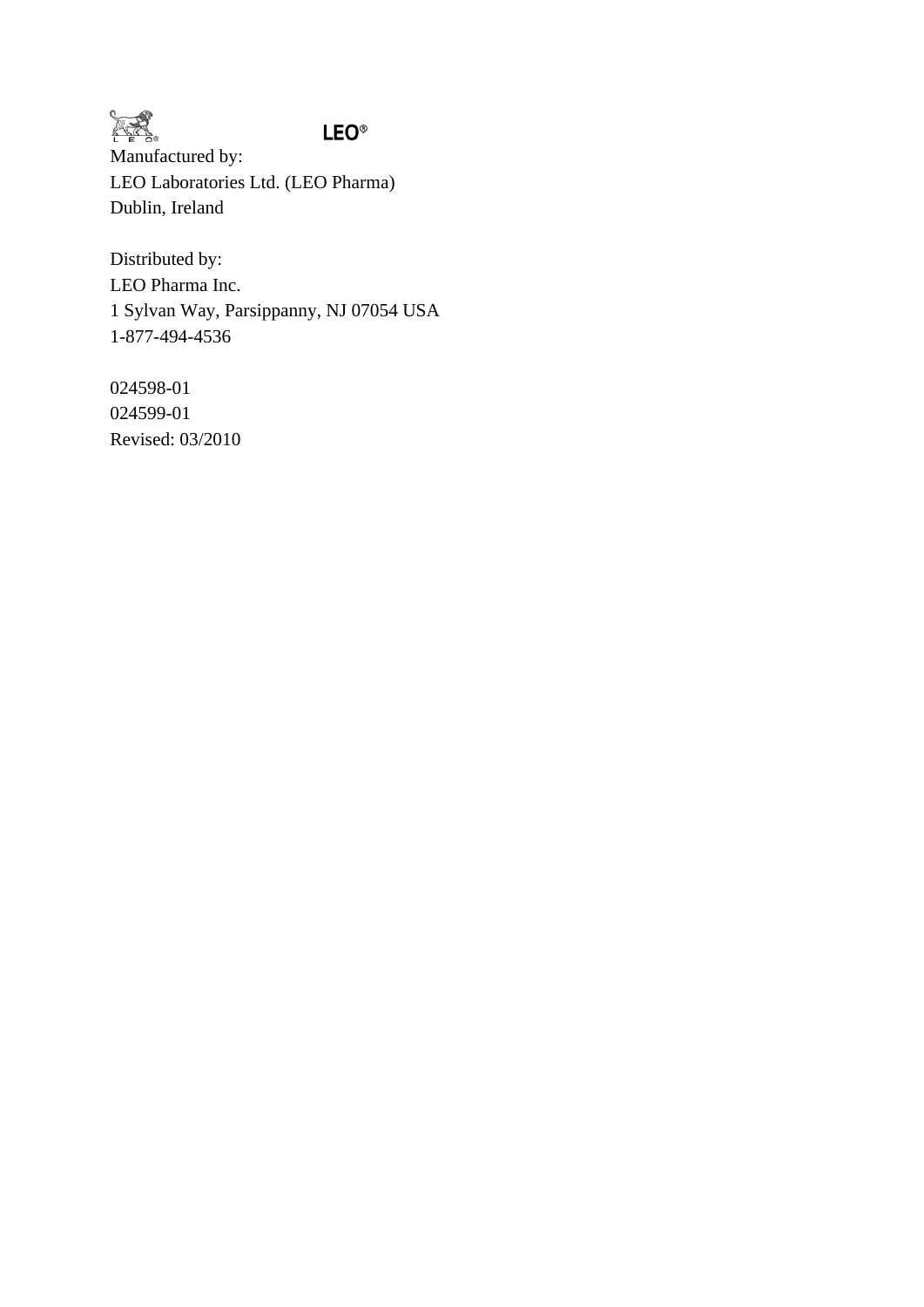LEO®

Manufactured by:
LEO Laboratories Ltd. (LEO Pharma)
Dublin, Ireland

Distributed by:
LEO Pharma Inc.
1 Sylvan Way, Parsippanny, NJ 07054 USA
1-877-494-4536

024598-01
024599-01
Revised: 03/2010